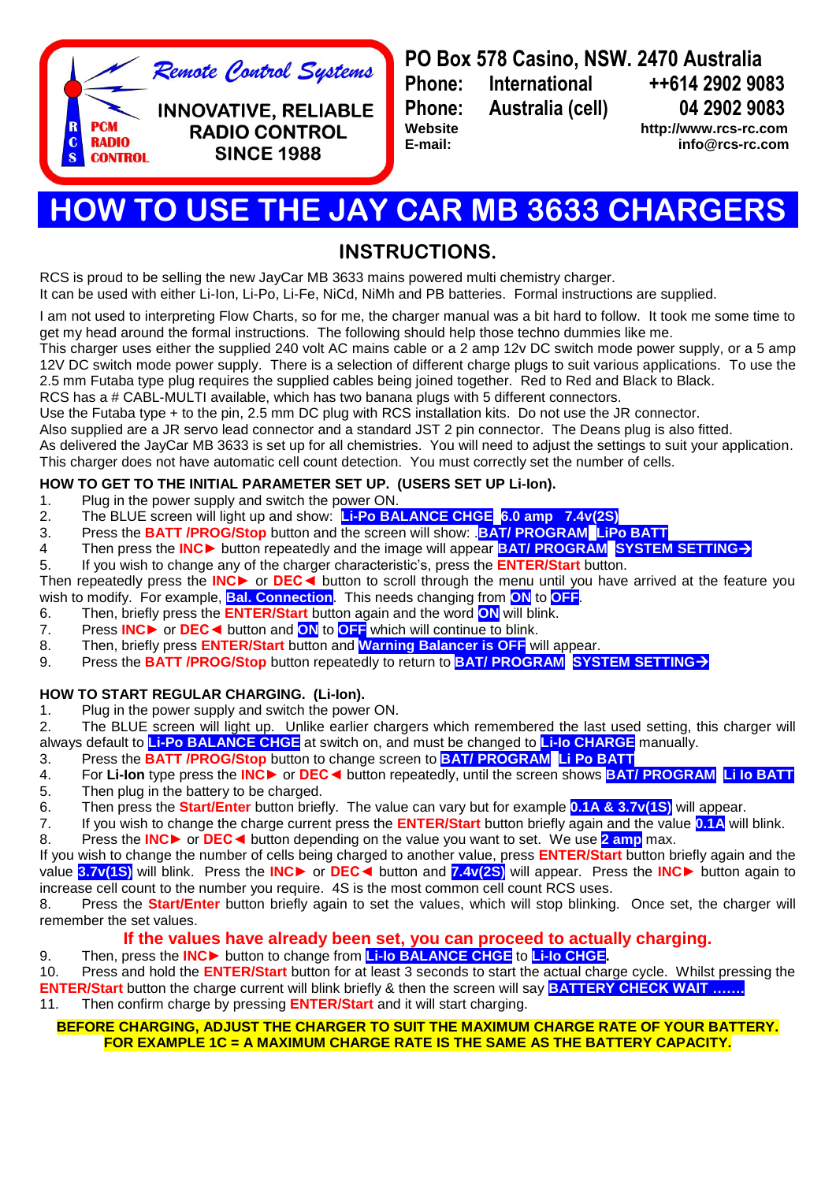Remote Control Systems

INNOVATIVE, RELIABLE RADIO CONTROL SINCE 1988

RCS PCM RADIO CONTROL

PO Box 578 Casino, NSW. 2470 Australia
Phone: International ++614 2902 9083
Phone: Australia (cell) 04 2902 9083
Website http://www.rcs-rc.com
E-mail: info@rcs-rc.com

# HOW TO USE THE JAY CAR MB 3633 CHARGERS

## INSTRUCTIONS.

RCS is proud to be selling the new JayCar MB 3633 mains powered multi chemistry charger.
It can be used with either Li-Ion, Li-Po, Li-Fe, NiCd, NiMh and PB batteries. Formal instructions are supplied.

I am not used to interpreting Flow Charts, so for me, the charger manual was a bit hard to follow. It took me some time to get my head around the formal instructions. The following should help those techno dummies like me.
This charger uses either the supplied 240 volt AC mains cable or a 2 amp 12v DC switch mode power supply, or a 5 amp 12V DC switch mode power supply. There is a selection of different charge plugs to suit various applications. To use the 2.5 mm Futaba type plug requires the supplied cables being joined together. Red to Red and Black to Black.
RCS has a # CABL-MULTI available, which has two banana plugs with 5 different connectors.
Use the Futaba type + to the pin, 2.5 mm DC plug with RCS installation kits. Do not use the JR connector.
Also supplied are a JR servo lead connector and a standard JST 2 pin connector. The Deans plug is also fitted.
As delivered the JayCar MB 3633 is set up for all chemistries. You will need to adjust the settings to suit your application.
This charger does not have automatic cell count detection. You must correctly set the number of cells.

**HOW TO GET TO THE INITIAL PARAMETER SET UP. (USERS SET UP Li-Ion).**

1. Plug in the power supply and switch the power ON.
2. The BLUE screen will light up and show: **Li-Po BALANCE CHGE** **6.0 amp 7.4v(2S)**
3. Press the **BATT /PROG/Stop** button and the screen will show: .**BAT/ PROGRAM** **LiPo BATT**
4. Then press the **INC►** button repeatedly and the image will appear **BAT/ PROGRAM** **SYSTEM SETTING→**
5. If you wish to change any of the charger characteristic's, press the **ENTER/Start** button.

Then repeatedly press the **INC►** or **DEC◄** button to scroll through the menu until you have arrived at the feature you wish to modify. For example, **Bal. Connection**. This needs changing from **ON** to **OFF**.

6. Then, briefly press the **ENTER/Start** button again and the word **ON** will blink.
7. Press **INC►** or **DEC◄** button and **ON** to **OFF** which will continue to blink.
8. Then, briefly press **ENTER/Start** button and **Warning Balancer is OFF** will appear.
9. Press the **BATT /PROG/Stop** button repeatedly to return to **BAT/ PROGRAM** **SYSTEM SETTING→**

**HOW TO START REGULAR CHARGING. (Li-Ion).**

1. Plug in the power supply and switch the power ON.
2. The BLUE screen will light up. Unlike earlier chargers which remembered the last used setting, this charger will always default to **Li-Po BALANCE CHGE** at switch on, and must be changed to **Li-Io CHARGE** manually.
3. Press the **BATT /PROG/Stop** button to change screen to **BAT/ PROGRAM** **Li Po BATT**
4. For **Li-Ion** type press the **INC►** or **DEC◄** button repeatedly, until the screen shows **BAT/ PROGRAM** **Li Io BATT**
5. Then plug in the battery to be charged.
6. Then press the **Start/Enter** button briefly. The value can vary but for example **0.1A & 3.7v(1S)** will appear.
7. If you wish to change the charge current press the **ENTER/Start** button briefly again and the value **0.1A** will blink.
8. Press the **INC►** or **DEC◄** button depending on the value you want to set. We use **2 amp** max.

If you wish to change the number of cells being charged to another value, press **ENTER/Start** button briefly again and the value **3.7v(1S)** will blink. Press the **INC►** or **DEC◄** button and **7.4v(2S)** will appear. Press the **INC►** button again to increase cell count to the number you require. 4S is the most common cell count RCS uses.

8. Press the **Start/Enter** button briefly again to set the values, which will stop blinking. Once set, the charger will remember the set values.

**If the values have already been set, you can proceed to actually charging.**

9. Then, press the **INC►** button to change from **Li-Io BALANCE CHGE** to **Li-Io CHGE**.
10. Press and hold the **ENTER/Start** button for at least 3 seconds to start the actual charge cycle. Whilst pressing the **ENTER/Start** button the charge current will blink briefly & then the screen will say **BATTERY CHECK WAIT …….**
11. Then confirm charge by pressing **ENTER/Start** and it will start charging.

**BEFORE CHARGING, ADJUST THE CHARGER TO SUIT THE MAXIMUM CHARGE RATE OF YOUR BATTERY. FOR EXAMPLE 1C = A MAXIMUM CHARGE RATE IS THE SAME AS THE BATTERY CAPACITY.**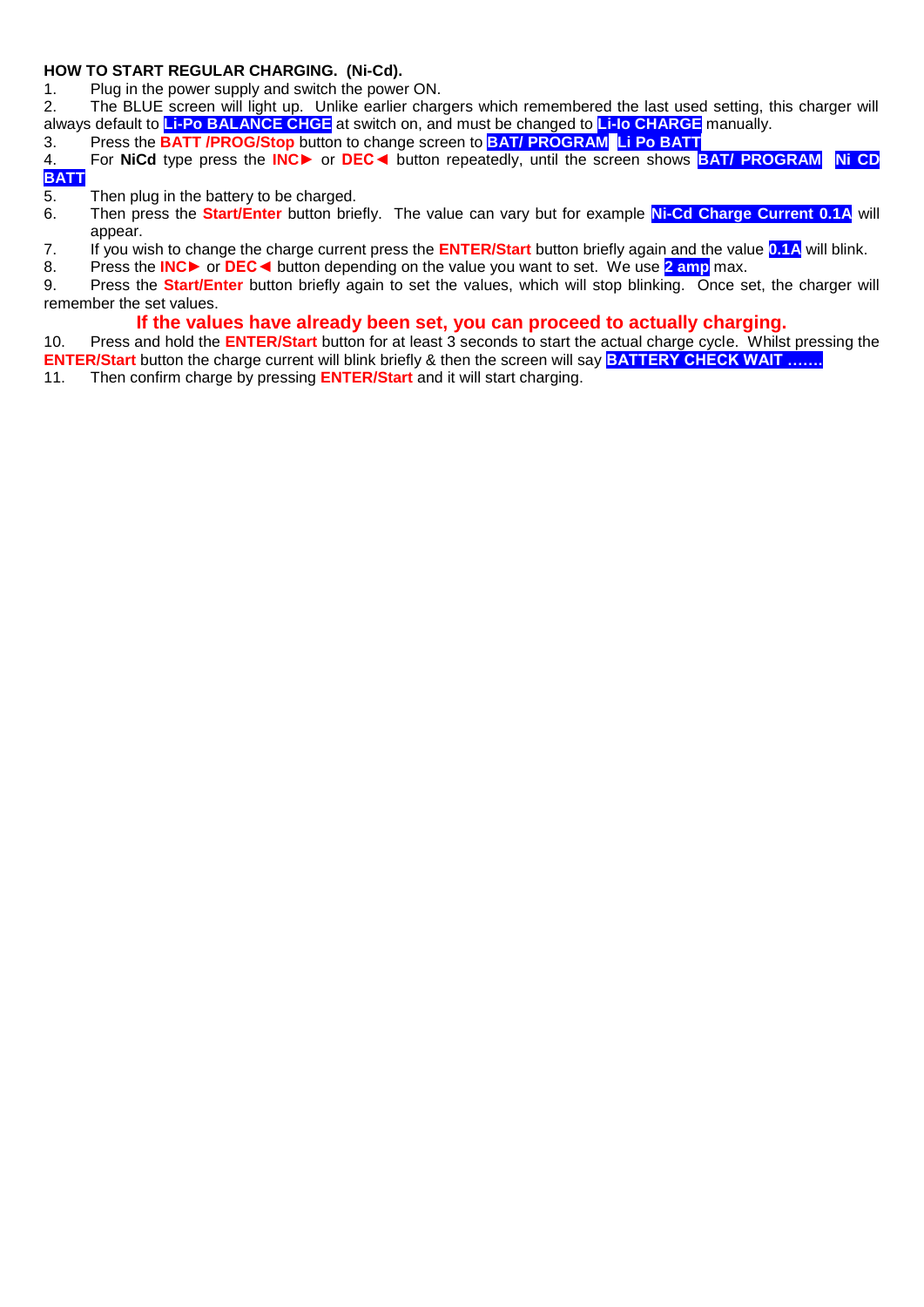**HOW TO START REGULAR CHARGING. (Ni-Cd).**

1. Plug in the power supply and switch the power ON.
2. The BLUE screen will light up. Unlike earlier chargers which remembered the last used setting, this charger will always default to **Li-Po BALANCE CHGE** at switch on, and must be changed to **Li-Io CHARGE** manually.
3. Press the **BATT /PROG/Stop** button to change screen to **BAT/ PROGRAM Li Po BATT**
4. For **NiCd** type press the **INC►** or **DEC◄** button repeatedly, until the screen shows **BAT/ PROGRAM Ni CD BATT**
5. Then plug in the battery to be charged.
6. Then press the **Start/Enter** button briefly. The value can vary but for example **Ni-Cd Charge Current 0.1A** will appear.
7. If you wish to change the charge current press the **ENTER/Start** button briefly again and the value **0.1A** will blink.
8. Press the **INC►** or **DEC◄** button depending on the value you want to set. We use **2 amp** max.
9. Press the **Start/Enter** button briefly again to set the values, which will stop blinking. Once set, the charger will remember the set values.

**If the values have already been set, you can proceed to actually charging.**

10. Press and hold the **ENTER/Start** button for at least 3 seconds to start the actual charge cycle. Whilst pressing the **ENTER/Start** button the charge current will blink briefly & then the screen will say **BATTERY CHECK WAIT …….**
11. Then confirm charge by pressing **ENTER/Start** and it will start charging.